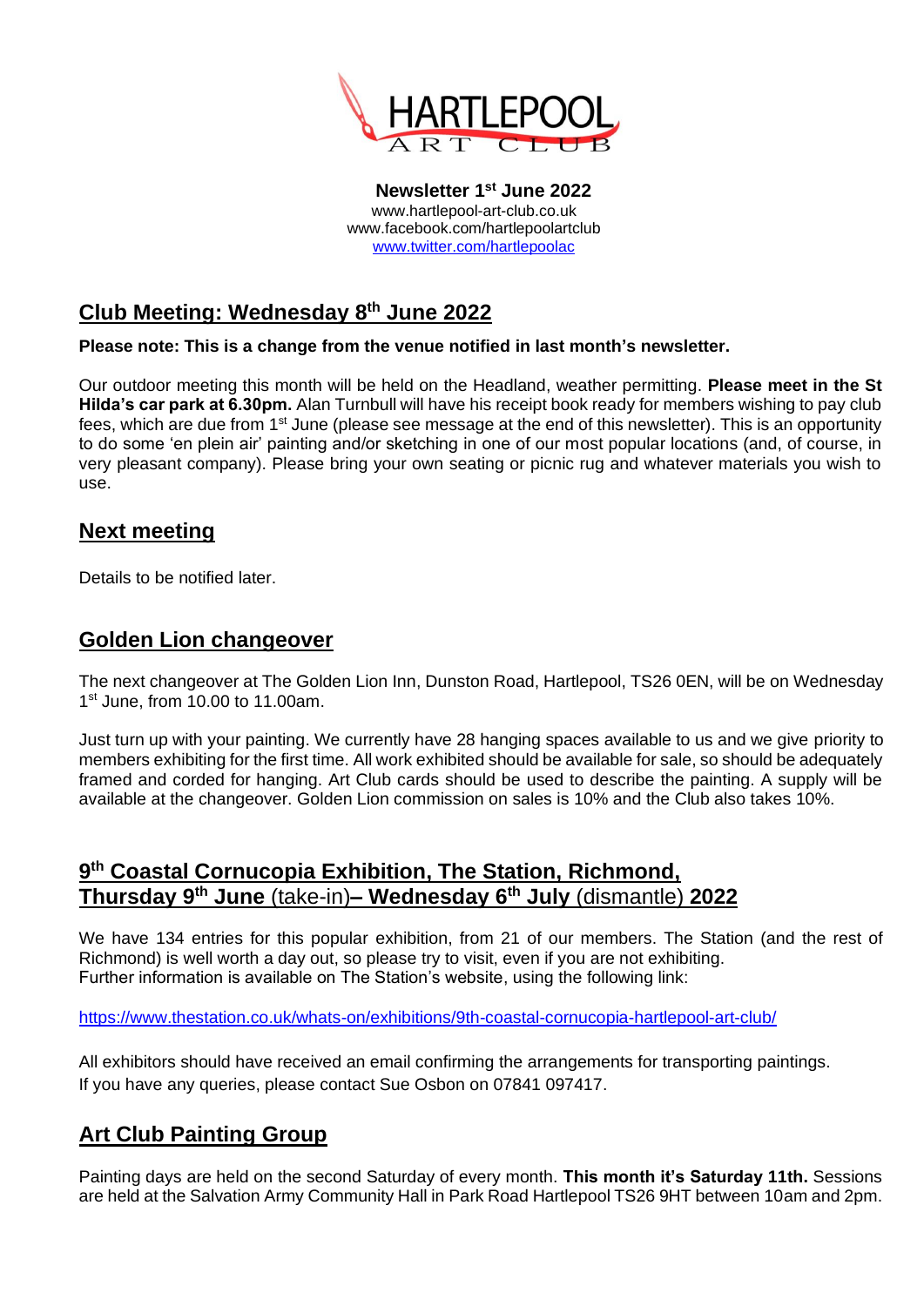HARTLEPOOL ART CLUB

**Newsletter 1st June 2022**
www.hartlepool-art-club.co.uk
www.facebook.com/hartlepoolartclub
www.twitter.com/hartlepoolac

## Club Meeting: Wednesday 8th June 2022

**Please note: This is a change from the venue notified in last month's newsletter.**

Our outdoor meeting this month will be held on the Headland, weather permitting. **Please meet in the St Hilda's car park at 6.30pm.** Alan Turnbull will have his receipt book ready for members wishing to pay club fees, which are due from 1st June (please see message at the end of this newsletter). This is an opportunity to do some 'en plein air' painting and/or sketching in one of our most popular locations (and, of course, in very pleasant company). Please bring your own seating or picnic rug and whatever materials you wish to use.

## Next meeting

Details to be notified later.

## Golden Lion changeover

The next changeover at The Golden Lion Inn, Dunston Road, Hartlepool, TS26 0EN, will be on Wednesday 1st June, from 10.00 to 11.00am.

Just turn up with your painting. We currently have 28 hanging spaces available to us and we give priority to members exhibiting for the first time. All work exhibited should be available for sale, so should be adequately framed and corded for hanging. Art Club cards should be used to describe the painting. A supply will be available at the changeover. Golden Lion commission on sales is 10% and the Club also takes 10%.

## 9th Coastal Cornucopia Exhibition, The Station, Richmond, Thursday 9th June (take-in)– Wednesday 6th July (dismantle) 2022

We have 134 entries for this popular exhibition, from 21 of our members. The Station (and the rest of Richmond) is well worth a day out, so please try to visit, even if you are not exhibiting.
Further information is available on The Station's website, using the following link:

https://www.thestation.co.uk/whats-on/exhibitions/9th-coastal-cornucopia-hartlepool-art-club/

All exhibitors should have received an email confirming the arrangements for transporting paintings.
If you have any queries, please contact Sue Osbon on 07841 097417.

## Art Club Painting Group

Painting days are held on the second Saturday of every month. **This month it's Saturday 11th.** Sessions are held at the Salvation Army Community Hall in Park Road Hartlepool TS26 9HT between 10am and 2pm.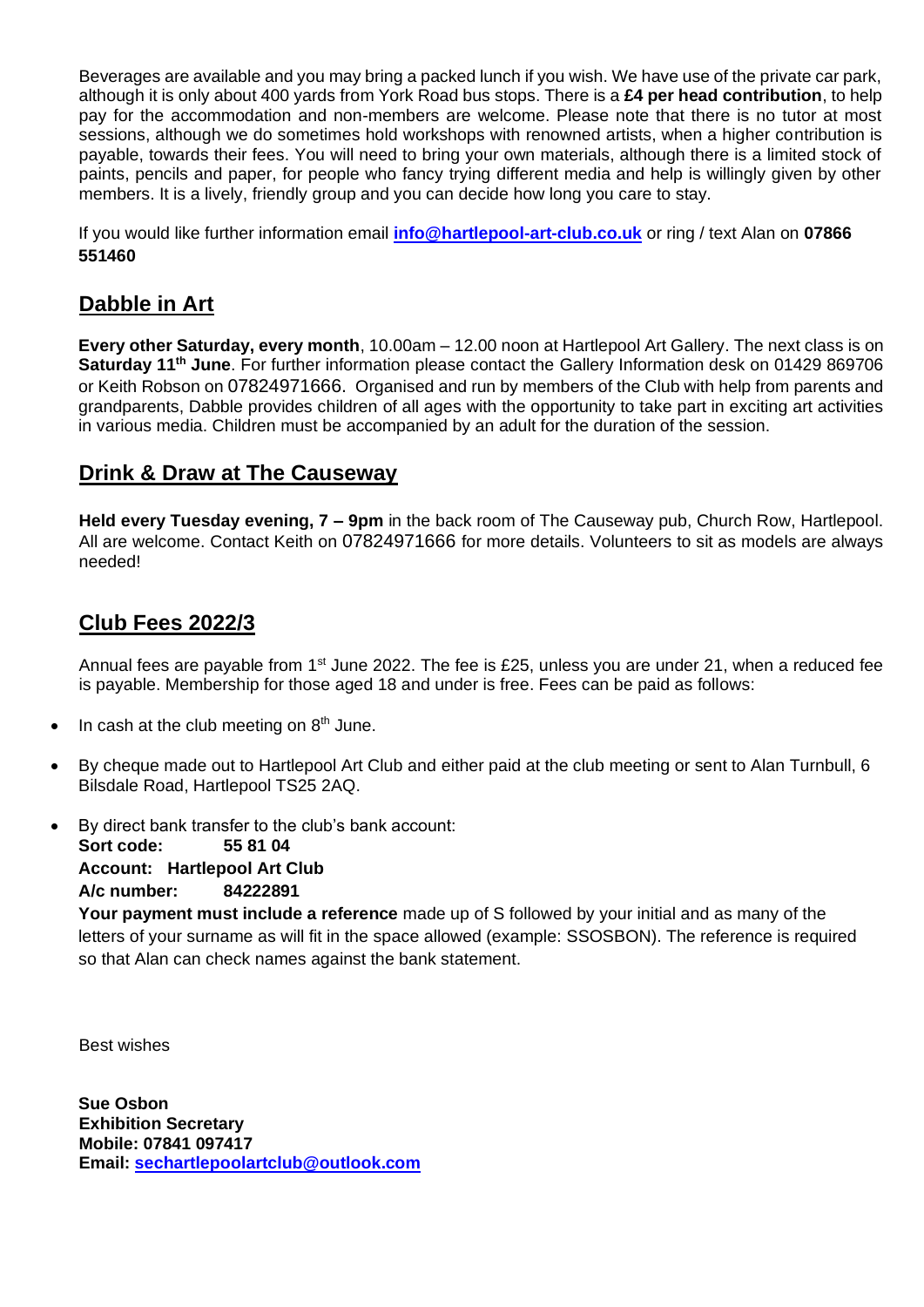Beverages are available and you may bring a packed lunch if you wish. We have use of the private car park, although it is only about 400 yards from York Road bus stops. There is a **£4 per head contribution**, to help pay for the accommodation and non-members are welcome. Please note that there is no tutor at most sessions, although we do sometimes hold workshops with renowned artists, when a higher contribution is payable, towards their fees. You will need to bring your own materials, although there is a limited stock of paints, pencils and paper, for people who fancy trying different media and help is willingly given by other members. It is a lively, friendly group and you can decide how long you care to stay.

If you would like further information email **info@hartlepool-art-club.co.uk** or ring / text Alan on **07866 551460**

## Dabble in Art

**Every other Saturday, every month**, 10.00am – 12.00 noon at Hartlepool Art Gallery. The next class is on **Saturday 11th June**. For further information please contact the Gallery Information desk on 01429 869706 or Keith Robson on 07824971666. Organised and run by members of the Club with help from parents and grandparents, Dabble provides children of all ages with the opportunity to take part in exciting art activities in various media. Children must be accompanied by an adult for the duration of the session.

## Drink & Draw at The Causeway

**Held every Tuesday evening, 7 – 9pm** in the back room of The Causeway pub, Church Row, Hartlepool. All are welcome. Contact Keith on 07824971666 for more details. Volunteers to sit as models are always needed!

## Club Fees 2022/3

Annual fees are payable from 1st June 2022. The fee is £25, unless you are under 21, when a reduced fee is payable. Membership for those aged 18 and under is free. Fees can be paid as follows:

- In cash at the club meeting on 8th June.
- By cheque made out to Hartlepool Art Club and either paid at the club meeting or sent to Alan Turnbull, 6 Bilsdale Road, Hartlepool TS25 2AQ.
- By direct bank transfer to the club's bank account:
  **Sort code: 55 81 04**
  **Account: Hartlepool Art Club**
  **A/c number: 84222891**
  **Your payment must include a reference** made up of S followed by your initial and as many of the letters of your surname as will fit in the space allowed (example: SSOSBON). The reference is required so that Alan can check names against the bank statement.

Best wishes

**Sue Osbon**
**Exhibition Secretary**
**Mobile: 07841 097417**
**Email: sechartlepoolartclub@outlook.com**